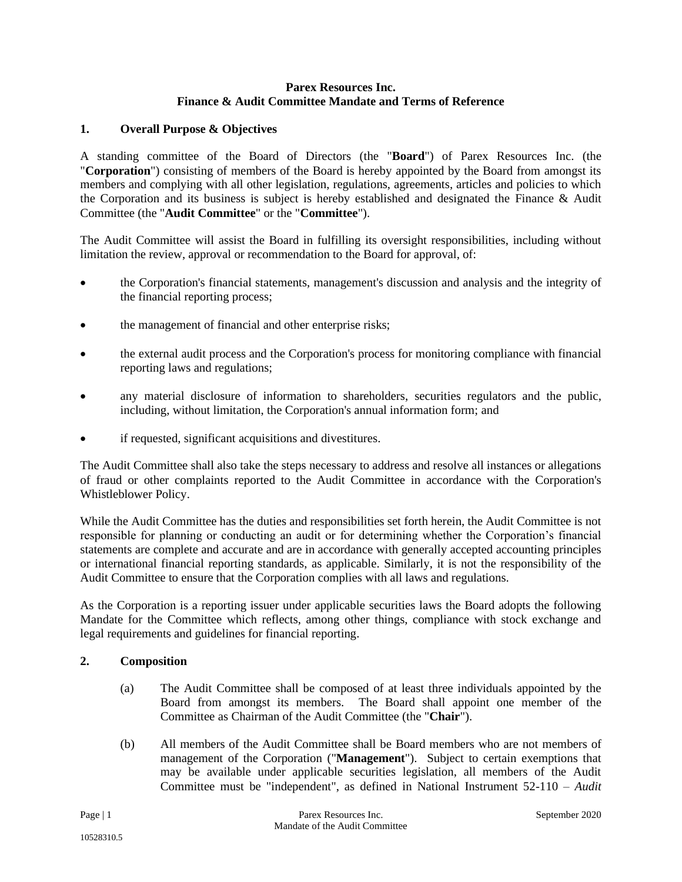# Parex Resources Inc.
# Finance & Audit Committee Mandate and Terms of Reference

## 1. Overall Purpose & Objectives

A standing committee of the Board of Directors (the "**Board**") of Parex Resources Inc. (the "**Corporation**") consisting of members of the Board is hereby appointed by the Board from amongst its members and complying with all other legislation, regulations, agreements, articles and policies to which the Corporation and its business is subject is hereby established and designated the Finance & Audit Committee (the "**Audit Committee**" or the "**Committee**").

The Audit Committee will assist the Board in fulfilling its oversight responsibilities, including without limitation the review, approval or recommendation to the Board for approval, of:

- the Corporation's financial statements, management's discussion and analysis and the integrity of the financial reporting process;
- the management of financial and other enterprise risks;
- the external audit process and the Corporation's process for monitoring compliance with financial reporting laws and regulations;
- any material disclosure of information to shareholders, securities regulators and the public, including, without limitation, the Corporation's annual information form; and
- if requested, significant acquisitions and divestitures.

The Audit Committee shall also take the steps necessary to address and resolve all instances or allegations of fraud or other complaints reported to the Audit Committee in accordance with the Corporation's Whistleblower Policy.

While the Audit Committee has the duties and responsibilities set forth herein, the Audit Committee is not responsible for planning or conducting an audit or for determining whether the Corporation's financial statements are complete and accurate and are in accordance with generally accepted accounting principles or international financial reporting standards, as applicable. Similarly, it is not the responsibility of the Audit Committee to ensure that the Corporation complies with all laws and regulations.

As the Corporation is a reporting issuer under applicable securities laws the Board adopts the following Mandate for the Committee which reflects, among other things, compliance with stock exchange and legal requirements and guidelines for financial reporting.

## 2. Composition

(a) The Audit Committee shall be composed of at least three individuals appointed by the Board from amongst its members. The Board shall appoint one member of the Committee as Chairman of the Audit Committee (the "**Chair**").

(b) All members of the Audit Committee shall be Board members who are not members of management of the Corporation ("**Management**"). Subject to certain exemptions that may be available under applicable securities legislation, all members of the Audit Committee must be "independent", as defined in National Instrument 52-110 – *Audit*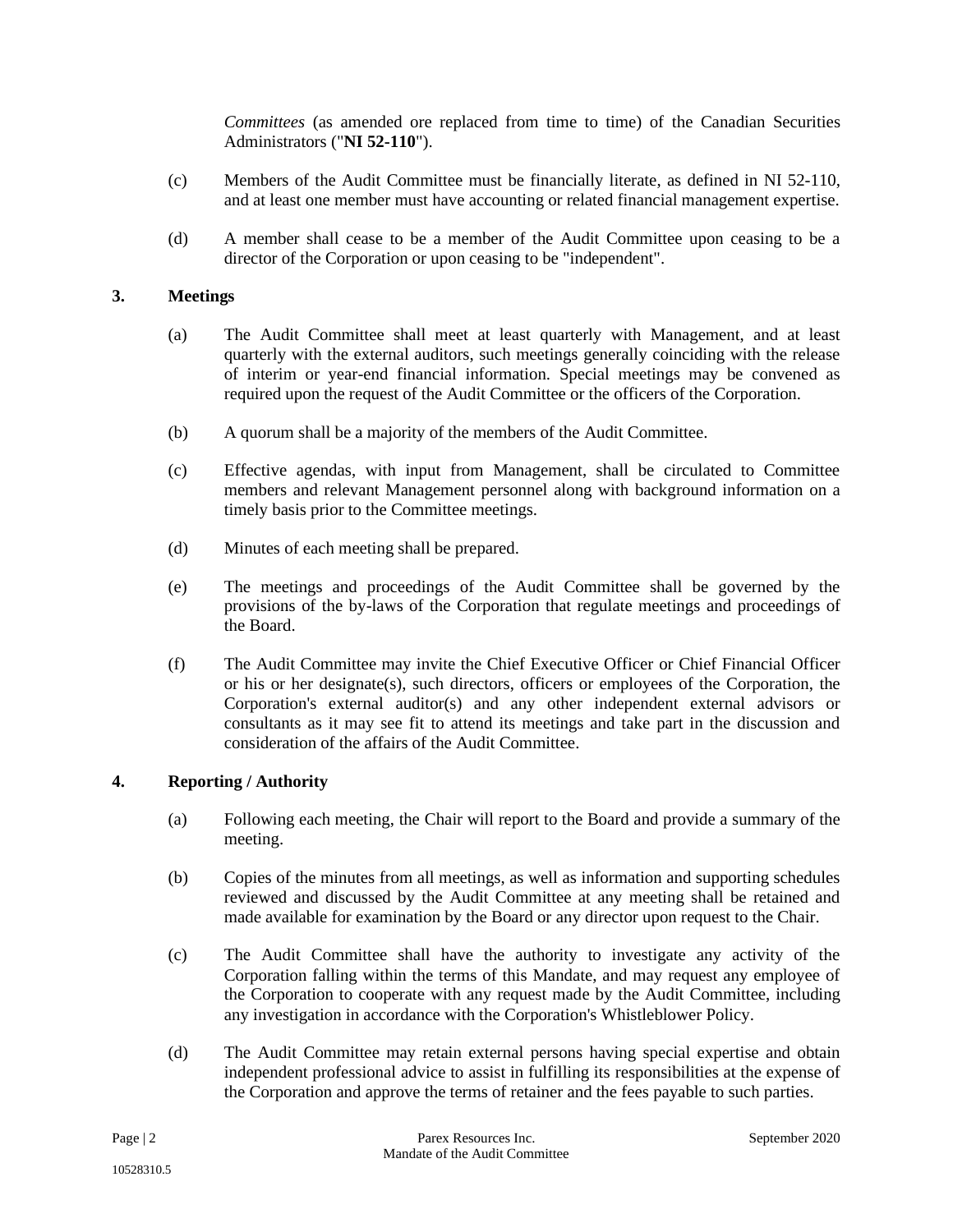*Committees* (as amended ore replaced from time to time) of the Canadian Securities Administrators ("**NI 52-110**").

(c) Members of the Audit Committee must be financially literate, as defined in NI 52-110, and at least one member must have accounting or related financial management expertise.

(d) A member shall cease to be a member of the Audit Committee upon ceasing to be a director of the Corporation or upon ceasing to be "independent".

## 3. Meetings

(a) The Audit Committee shall meet at least quarterly with Management, and at least quarterly with the external auditors, such meetings generally coinciding with the release of interim or year-end financial information. Special meetings may be convened as required upon the request of the Audit Committee or the officers of the Corporation.

(b) A quorum shall be a majority of the members of the Audit Committee.

(c) Effective agendas, with input from Management, shall be circulated to Committee members and relevant Management personnel along with background information on a timely basis prior to the Committee meetings.

(d) Minutes of each meeting shall be prepared.

(e) The meetings and proceedings of the Audit Committee shall be governed by the provisions of the by-laws of the Corporation that regulate meetings and proceedings of the Board.

(f) The Audit Committee may invite the Chief Executive Officer or Chief Financial Officer or his or her designate(s), such directors, officers or employees of the Corporation, the Corporation's external auditor(s) and any other independent external advisors or consultants as it may see fit to attend its meetings and take part in the discussion and consideration of the affairs of the Audit Committee.

## 4. Reporting / Authority

(a) Following each meeting, the Chair will report to the Board and provide a summary of the meeting.

(b) Copies of the minutes from all meetings, as well as information and supporting schedules reviewed and discussed by the Audit Committee at any meeting shall be retained and made available for examination by the Board or any director upon request to the Chair.

(c) The Audit Committee shall have the authority to investigate any activity of the Corporation falling within the terms of this Mandate, and may request any employee of the Corporation to cooperate with any request made by the Audit Committee, including any investigation in accordance with the Corporation's Whistleblower Policy.

(d) The Audit Committee may retain external persons having special expertise and obtain independent professional advice to assist in fulfilling its responsibilities at the expense of the Corporation and approve the terms of retainer and the fees payable to such parties.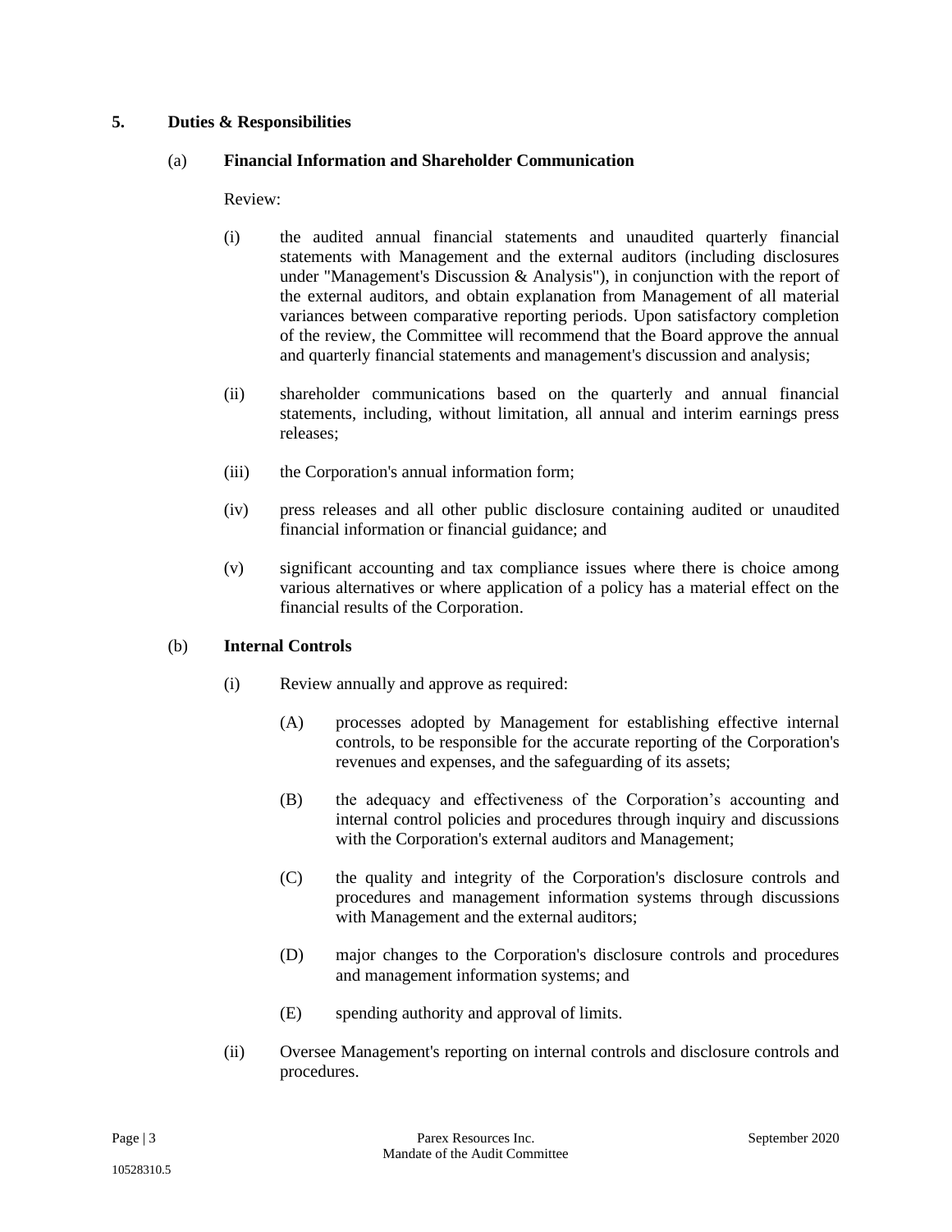## 5. Duties & Responsibilities

### (a) Financial Information and Shareholder Communication

Review:

(i) the audited annual financial statements and unaudited quarterly financial statements with Management and the external auditors (including disclosures under "Management's Discussion & Analysis"), in conjunction with the report of the external auditors, and obtain explanation from Management of all material variances between comparative reporting periods. Upon satisfactory completion of the review, the Committee will recommend that the Board approve the annual and quarterly financial statements and management's discussion and analysis;

(ii) shareholder communications based on the quarterly and annual financial statements, including, without limitation, all annual and interim earnings press releases;

(iii) the Corporation's annual information form;

(iv) press releases and all other public disclosure containing audited or unaudited financial information or financial guidance; and

(v) significant accounting and tax compliance issues where there is choice among various alternatives or where application of a policy has a material effect on the financial results of the Corporation.

### (b) Internal Controls

(i) Review annually and approve as required:

(A) processes adopted by Management for establishing effective internal controls, to be responsible for the accurate reporting of the Corporation's revenues and expenses, and the safeguarding of its assets;

(B) the adequacy and effectiveness of the Corporation's accounting and internal control policies and procedures through inquiry and discussions with the Corporation's external auditors and Management;

(C) the quality and integrity of the Corporation's disclosure controls and procedures and management information systems through discussions with Management and the external auditors;

(D) major changes to the Corporation's disclosure controls and procedures and management information systems; and

(E) spending authority and approval of limits.

(ii) Oversee Management's reporting on internal controls and disclosure controls and procedures.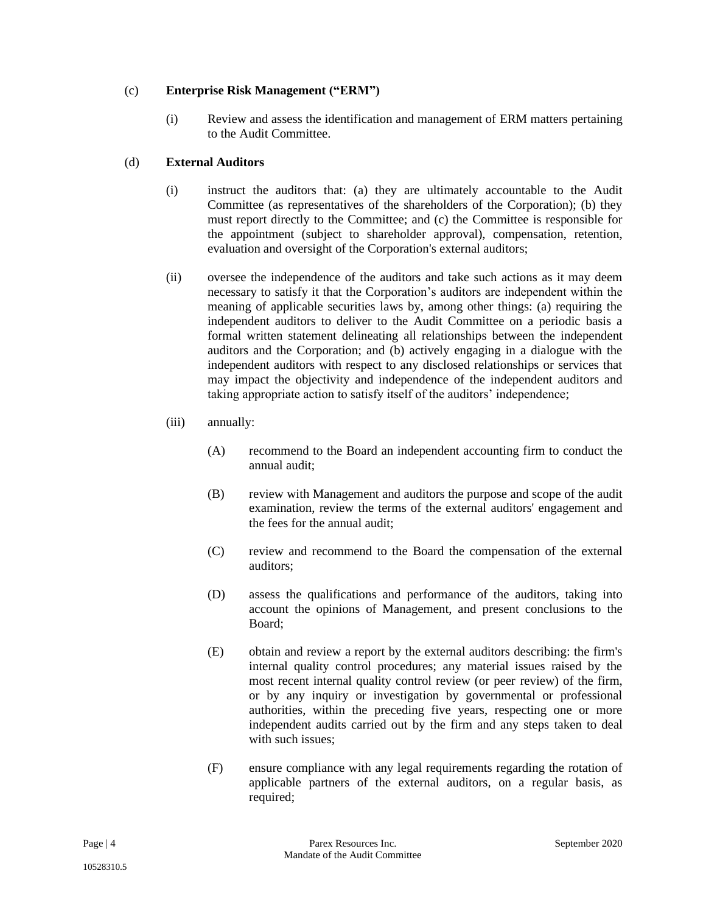(c) **Enterprise Risk Management ("ERM")**

(i) Review and assess the identification and management of ERM matters pertaining to the Audit Committee.

(d) **External Auditors**

(i) instruct the auditors that: (a) they are ultimately accountable to the Audit Committee (as representatives of the shareholders of the Corporation); (b) they must report directly to the Committee; and (c) the Committee is responsible for the appointment (subject to shareholder approval), compensation, retention, evaluation and oversight of the Corporation's external auditors;

(ii) oversee the independence of the auditors and take such actions as it may deem necessary to satisfy it that the Corporation's auditors are independent within the meaning of applicable securities laws by, among other things: (a) requiring the independent auditors to deliver to the Audit Committee on a periodic basis a formal written statement delineating all relationships between the independent auditors and the Corporation; and (b) actively engaging in a dialogue with the independent auditors with respect to any disclosed relationships or services that may impact the objectivity and independence of the independent auditors and taking appropriate action to satisfy itself of the auditors' independence;

(iii) annually:

(A) recommend to the Board an independent accounting firm to conduct the annual audit;

(B) review with Management and auditors the purpose and scope of the audit examination, review the terms of the external auditors' engagement and the fees for the annual audit;

(C) review and recommend to the Board the compensation of the external auditors;

(D) assess the qualifications and performance of the auditors, taking into account the opinions of Management, and present conclusions to the Board;

(E) obtain and review a report by the external auditors describing: the firm's internal quality control procedures; any material issues raised by the most recent internal quality control review (or peer review) of the firm, or by any inquiry or investigation by governmental or professional authorities, within the preceding five years, respecting one or more independent audits carried out by the firm and any steps taken to deal with such issues;

(F) ensure compliance with any legal requirements regarding the rotation of applicable partners of the external auditors, on a regular basis, as required;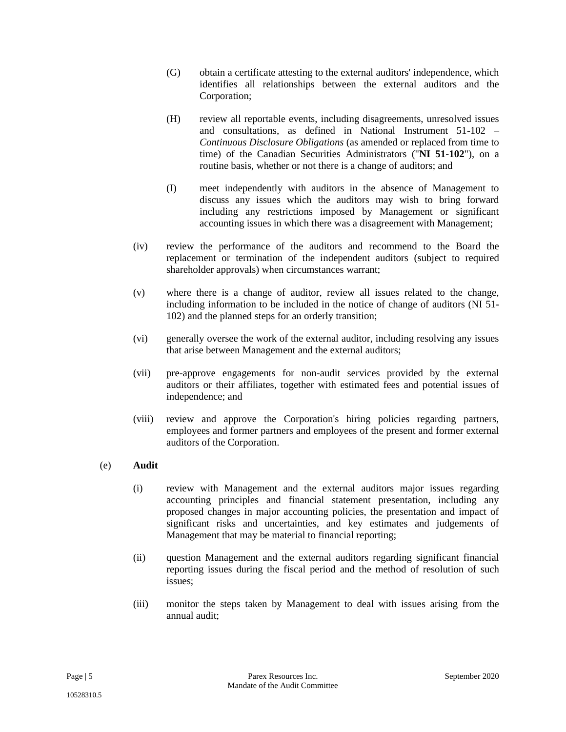(G) obtain a certificate attesting to the external auditors' independence, which identifies all relationships between the external auditors and the Corporation;

(H) review all reportable events, including disagreements, unresolved issues and consultations, as defined in National Instrument 51-102 – *Continuous Disclosure Obligations* (as amended or replaced from time to time) of the Canadian Securities Administrators ("**NI 51-102**"), on a routine basis, whether or not there is a change of auditors; and

(I) meet independently with auditors in the absence of Management to discuss any issues which the auditors may wish to bring forward including any restrictions imposed by Management or significant accounting issues in which there was a disagreement with Management;

(iv) review the performance of the auditors and recommend to the Board the replacement or termination of the independent auditors (subject to required shareholder approvals) when circumstances warrant;

(v) where there is a change of auditor, review all issues related to the change, including information to be included in the notice of change of auditors (NI 51-102) and the planned steps for an orderly transition;

(vi) generally oversee the work of the external auditor, including resolving any issues that arise between Management and the external auditors;

(vii) pre-approve engagements for non-audit services provided by the external auditors or their affiliates, together with estimated fees and potential issues of independence; and

(viii) review and approve the Corporation's hiring policies regarding partners, employees and former partners and employees of the present and former external auditors of the Corporation.

(e) **Audit**

(i) review with Management and the external auditors major issues regarding accounting principles and financial statement presentation, including any proposed changes in major accounting policies, the presentation and impact of significant risks and uncertainties, and key estimates and judgements of Management that may be material to financial reporting;

(ii) question Management and the external auditors regarding significant financial reporting issues during the fiscal period and the method of resolution of such issues;

(iii) monitor the steps taken by Management to deal with issues arising from the annual audit;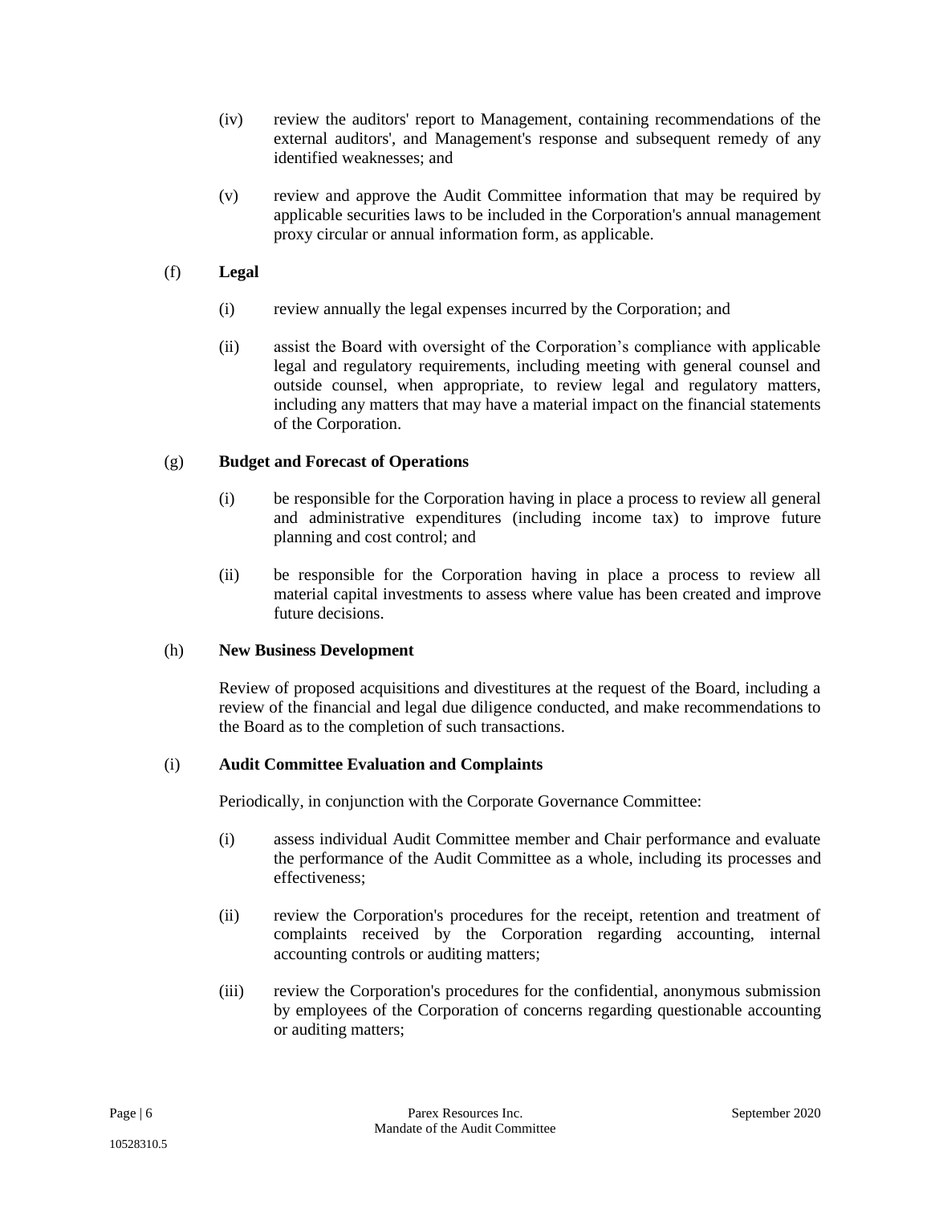(iv) review the auditors' report to Management, containing recommendations of the external auditors', and Management's response and subsequent remedy of any identified weaknesses; and

(v) review and approve the Audit Committee information that may be required by applicable securities laws to be included in the Corporation's annual management proxy circular or annual information form, as applicable.

(f) **Legal**

(i) review annually the legal expenses incurred by the Corporation; and

(ii) assist the Board with oversight of the Corporation's compliance with applicable legal and regulatory requirements, including meeting with general counsel and outside counsel, when appropriate, to review legal and regulatory matters, including any matters that may have a material impact on the financial statements of the Corporation.

(g) **Budget and Forecast of Operations**

(i) be responsible for the Corporation having in place a process to review all general and administrative expenditures (including income tax) to improve future planning and cost control; and

(ii) be responsible for the Corporation having in place a process to review all material capital investments to assess where value has been created and improve future decisions.

(h) **New Business Development**

Review of proposed acquisitions and divestitures at the request of the Board, including a review of the financial and legal due diligence conducted, and make recommendations to the Board as to the completion of such transactions.

(i) **Audit Committee Evaluation and Complaints**

Periodically, in conjunction with the Corporate Governance Committee:

(i) assess individual Audit Committee member and Chair performance and evaluate the performance of the Audit Committee as a whole, including its processes and effectiveness;

(ii) review the Corporation's procedures for the receipt, retention and treatment of complaints received by the Corporation regarding accounting, internal accounting controls or auditing matters;

(iii) review the Corporation's procedures for the confidential, anonymous submission by employees of the Corporation of concerns regarding questionable accounting or auditing matters;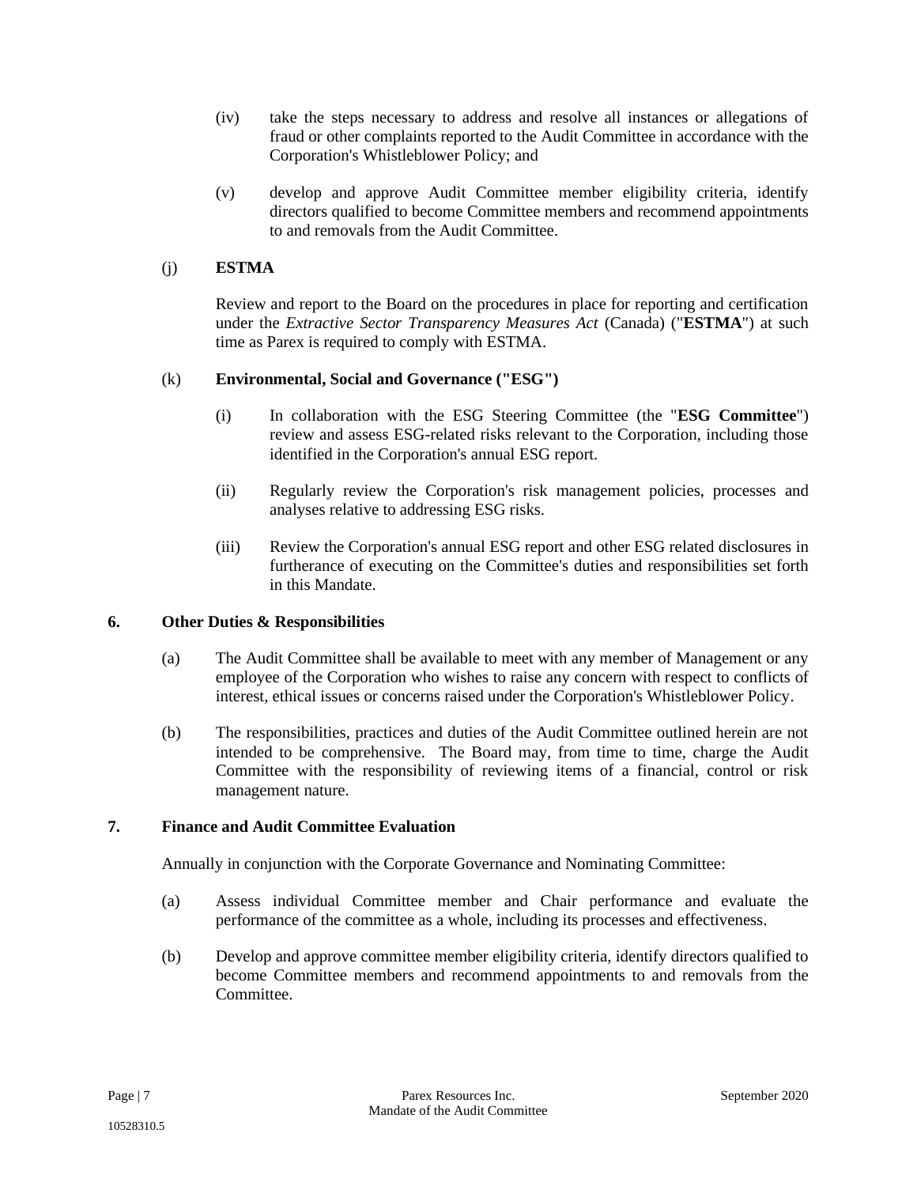(iv) take the steps necessary to address and resolve all instances or allegations of fraud or other complaints reported to the Audit Committee in accordance with the Corporation's Whistleblower Policy; and

(v) develop and approve Audit Committee member eligibility criteria, identify directors qualified to become Committee members and recommend appointments to and removals from the Audit Committee.

(j) **ESTMA**

Review and report to the Board on the procedures in place for reporting and certification under the *Extractive Sector Transparency Measures Act* (Canada) ("**ESTMA**") at such time as Parex is required to comply with ESTMA.

(k) **Environmental, Social and Governance ("ESG")**

(i) In collaboration with the ESG Steering Committee (the "**ESG Committee**") review and assess ESG-related risks relevant to the Corporation, including those identified in the Corporation's annual ESG report.

(ii) Regularly review the Corporation's risk management policies, processes and analyses relative to addressing ESG risks.

(iii) Review the Corporation's annual ESG report and other ESG related disclosures in furtherance of executing on the Committee's duties and responsibilities set forth in this Mandate.

## 6. Other Duties & Responsibilities

(a) The Audit Committee shall be available to meet with any member of Management or any employee of the Corporation who wishes to raise any concern with respect to conflicts of interest, ethical issues or concerns raised under the Corporation's Whistleblower Policy.

(b) The responsibilities, practices and duties of the Audit Committee outlined herein are not intended to be comprehensive. The Board may, from time to time, charge the Audit Committee with the responsibility of reviewing items of a financial, control or risk management nature.

## 7. Finance and Audit Committee Evaluation

Annually in conjunction with the Corporate Governance and Nominating Committee:

(a) Assess individual Committee member and Chair performance and evaluate the performance of the committee as a whole, including its processes and effectiveness.

(b) Develop and approve committee member eligibility criteria, identify directors qualified to become Committee members and recommend appointments to and removals from the Committee.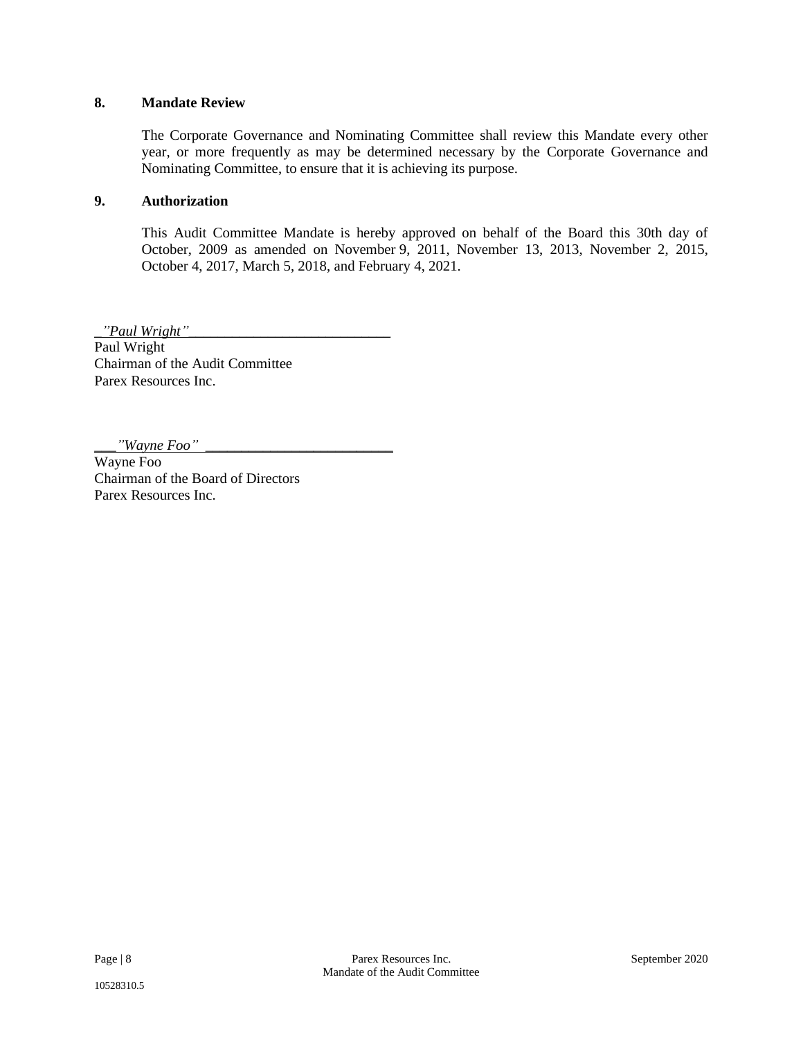## 8. Mandate Review

The Corporate Governance and Nominating Committee shall review this Mandate every other year, or more frequently as may be determined necessary by the Corporate Governance and Nominating Committee, to ensure that it is achieving its purpose.

## 9. Authorization

This Audit Committee Mandate is hereby approved on behalf of the Board this 30th day of October, 2009 as amended on November 9, 2011, November 13, 2013, November 2, 2015, October 4, 2017, March 5, 2018, and February 4, 2021.

_"Paul Wright"_

Paul Wright
Chairman of the Audit Committee
Parex Resources Inc.

_"Wayne Foo"_

Wayne Foo
Chairman of the Board of Directors
Parex Resources Inc.